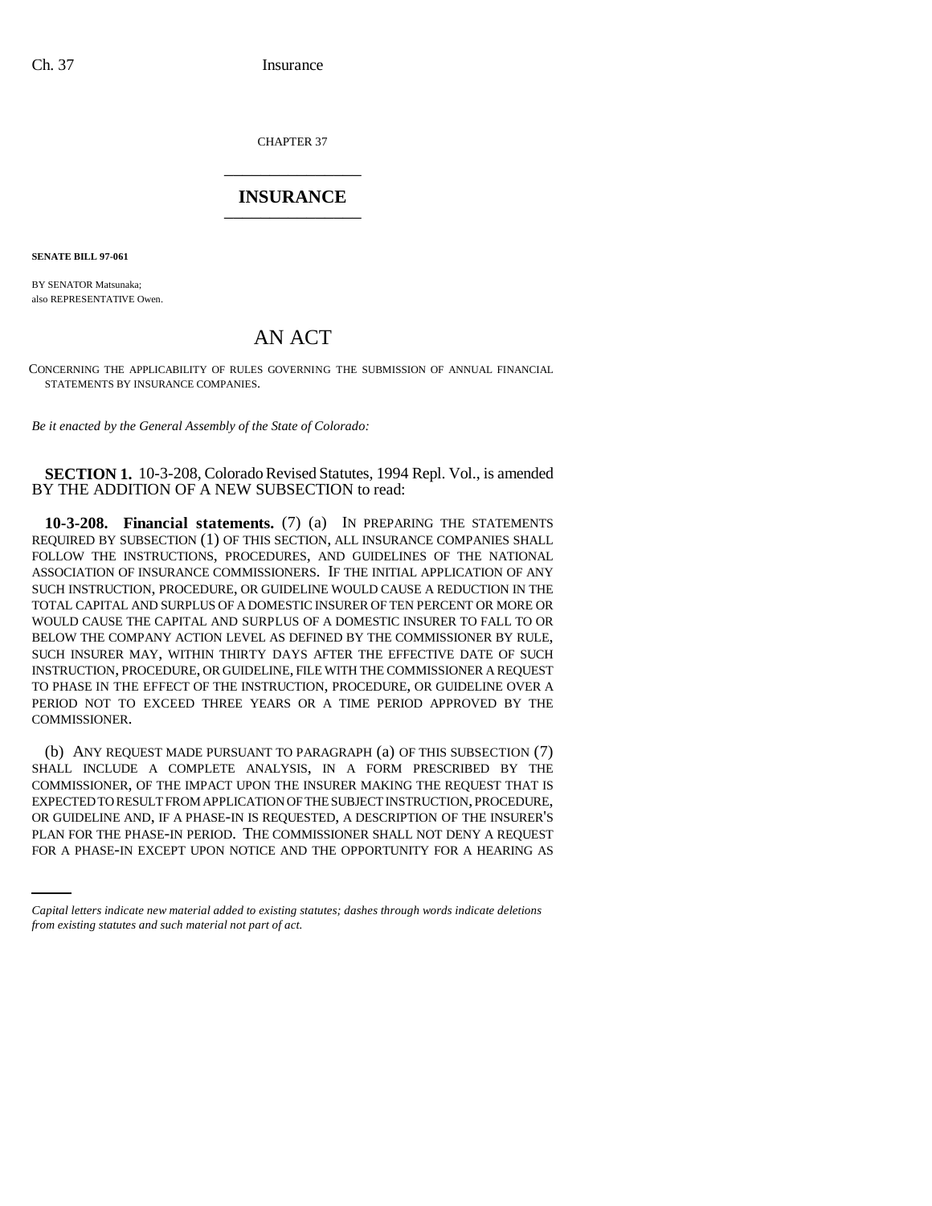CHAPTER 37

# INSURANCE

**SENATE BILL 97-061**

BY SENATOR Matsunaka;
also REPRESENTATIVE Owen.

## AN ACT

CONCERNING THE APPLICABILITY OF RULES GOVERNING THE SUBMISSION OF ANNUAL FINANCIAL STATEMENTS BY INSURANCE COMPANIES.

*Be it enacted by the General Assembly of the State of Colorado:*

**SECTION 1.** 10-3-208, Colorado Revised Statutes, 1994 Repl. Vol., is amended BY THE ADDITION OF A NEW SUBSECTION to read:

**10-3-208. Financial statements.** (7) (a) IN PREPARING THE STATEMENTS REQUIRED BY SUBSECTION (1) OF THIS SECTION, ALL INSURANCE COMPANIES SHALL FOLLOW THE INSTRUCTIONS, PROCEDURES, AND GUIDELINES OF THE NATIONAL ASSOCIATION OF INSURANCE COMMISSIONERS. IF THE INITIAL APPLICATION OF ANY SUCH INSTRUCTION, PROCEDURE, OR GUIDELINE WOULD CAUSE A REDUCTION IN THE TOTAL CAPITAL AND SURPLUS OF A DOMESTIC INSURER OF TEN PERCENT OR MORE OR WOULD CAUSE THE CAPITAL AND SURPLUS OF A DOMESTIC INSURER TO FALL TO OR BELOW THE COMPANY ACTION LEVEL AS DEFINED BY THE COMMISSIONER BY RULE, SUCH INSURER MAY, WITHIN THIRTY DAYS AFTER THE EFFECTIVE DATE OF SUCH INSTRUCTION, PROCEDURE, OR GUIDELINE, FILE WITH THE COMMISSIONER A REQUEST TO PHASE IN THE EFFECT OF THE INSTRUCTION, PROCEDURE, OR GUIDELINE OVER A PERIOD NOT TO EXCEED THREE YEARS OR A TIME PERIOD APPROVED BY THE COMMISSIONER.

(b) ANY REQUEST MADE PURSUANT TO PARAGRAPH (a) OF THIS SUBSECTION (7) SHALL INCLUDE A COMPLETE ANALYSIS, IN A FORM PRESCRIBED BY THE COMMISSIONER, OF THE IMPACT UPON THE INSURER MAKING THE REQUEST THAT IS EXPECTED TO RESULT FROM APPLICATION OF THE SUBJECT INSTRUCTION, PROCEDURE, OR GUIDELINE AND, IF A PHASE-IN IS REQUESTED, A DESCRIPTION OF THE INSURER'S PLAN FOR THE PHASE-IN PERIOD. THE COMMISSIONER SHALL NOT DENY A REQUEST FOR A PHASE-IN EXCEPT UPON NOTICE AND THE OPPORTUNITY FOR A HEARING AS

*Capital letters indicate new material added to existing statutes; dashes through words indicate deletions from existing statutes and such material not part of act.*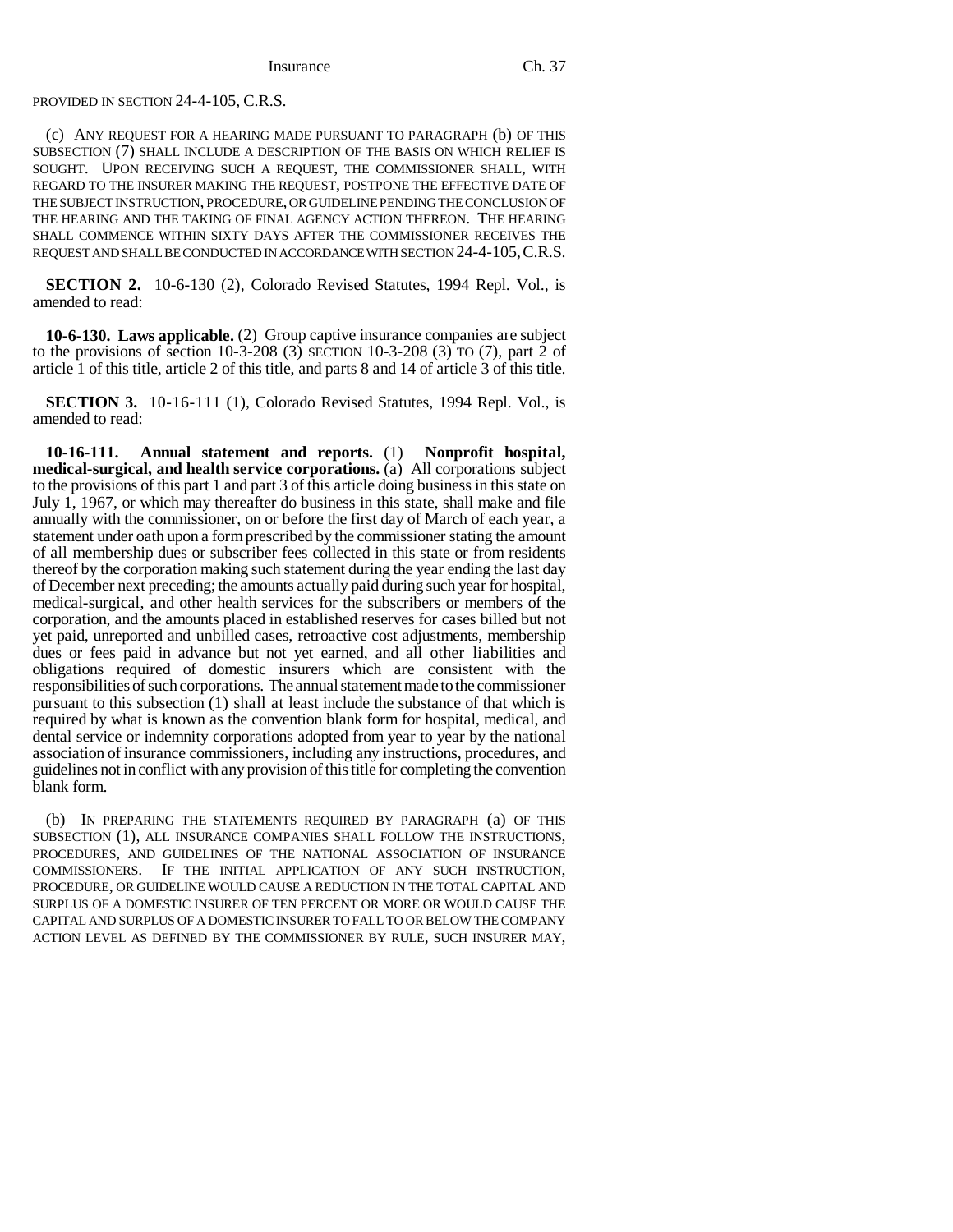PROVIDED IN SECTION 24-4-105, C.R.S.

(c) ANY REQUEST FOR A HEARING MADE PURSUANT TO PARAGRAPH (b) OF THIS SUBSECTION (7) SHALL INCLUDE A DESCRIPTION OF THE BASIS ON WHICH RELIEF IS SOUGHT. UPON RECEIVING SUCH A REQUEST, THE COMMISSIONER SHALL, WITH REGARD TO THE INSURER MAKING THE REQUEST, POSTPONE THE EFFECTIVE DATE OF THE SUBJECT INSTRUCTION, PROCEDURE, OR GUIDELINE PENDING THE CONCLUSION OF THE HEARING AND THE TAKING OF FINAL AGENCY ACTION THEREON. THE HEARING SHALL COMMENCE WITHIN SIXTY DAYS AFTER THE COMMISSIONER RECEIVES THE REQUEST AND SHALL BE CONDUCTED IN ACCORDANCE WITH SECTION 24-4-105, C.R.S.

**SECTION 2.** 10-6-130 (2), Colorado Revised Statutes, 1994 Repl. Vol., is amended to read:

**10-6-130. Laws applicable.** (2) Group captive insurance companies are subject to the provisions of ~~section 10-3-208 (3)~~ SECTION 10-3-208 (3) TO (7), part 2 of article 1 of this title, article 2 of this title, and parts 8 and 14 of article 3 of this title.

**SECTION 3.** 10-16-111 (1), Colorado Revised Statutes, 1994 Repl. Vol., is amended to read:

**10-16-111. Annual statement and reports.** (1) **Nonprofit hospital, medical-surgical, and health service corporations.** (a) All corporations subject to the provisions of this part 1 and part 3 of this article doing business in this state on July 1, 1967, or which may thereafter do business in this state, shall make and file annually with the commissioner, on or before the first day of March of each year, a statement under oath upon a form prescribed by the commissioner stating the amount of all membership dues or subscriber fees collected in this state or from residents thereof by the corporation making such statement during the year ending the last day of December next preceding; the amounts actually paid during such year for hospital, medical-surgical, and other health services for the subscribers or members of the corporation, and the amounts placed in established reserves for cases billed but not yet paid, unreported and unbilled cases, retroactive cost adjustments, membership dues or fees paid in advance but not yet earned, and all other liabilities and obligations required of domestic insurers which are consistent with the responsibilities of such corporations. The annual statement made to the commissioner pursuant to this subsection (1) shall at least include the substance of that which is required by what is known as the convention blank form for hospital, medical, and dental service or indemnity corporations adopted from year to year by the national association of insurance commissioners, including any instructions, procedures, and guidelines not in conflict with any provision of this title for completing the convention blank form.

(b) IN PREPARING THE STATEMENTS REQUIRED BY PARAGRAPH (a) OF THIS SUBSECTION (1), ALL INSURANCE COMPANIES SHALL FOLLOW THE INSTRUCTIONS, PROCEDURES, AND GUIDELINES OF THE NATIONAL ASSOCIATION OF INSURANCE COMMISSIONERS. IF THE INITIAL APPLICATION OF ANY SUCH INSTRUCTION, PROCEDURE, OR GUIDELINE WOULD CAUSE A REDUCTION IN THE TOTAL CAPITAL AND SURPLUS OF A DOMESTIC INSURER OF TEN PERCENT OR MORE OR WOULD CAUSE THE CAPITAL AND SURPLUS OF A DOMESTIC INSURER TO FALL TO OR BELOW THE COMPANY ACTION LEVEL AS DEFINED BY THE COMMISSIONER BY RULE, SUCH INSURER MAY,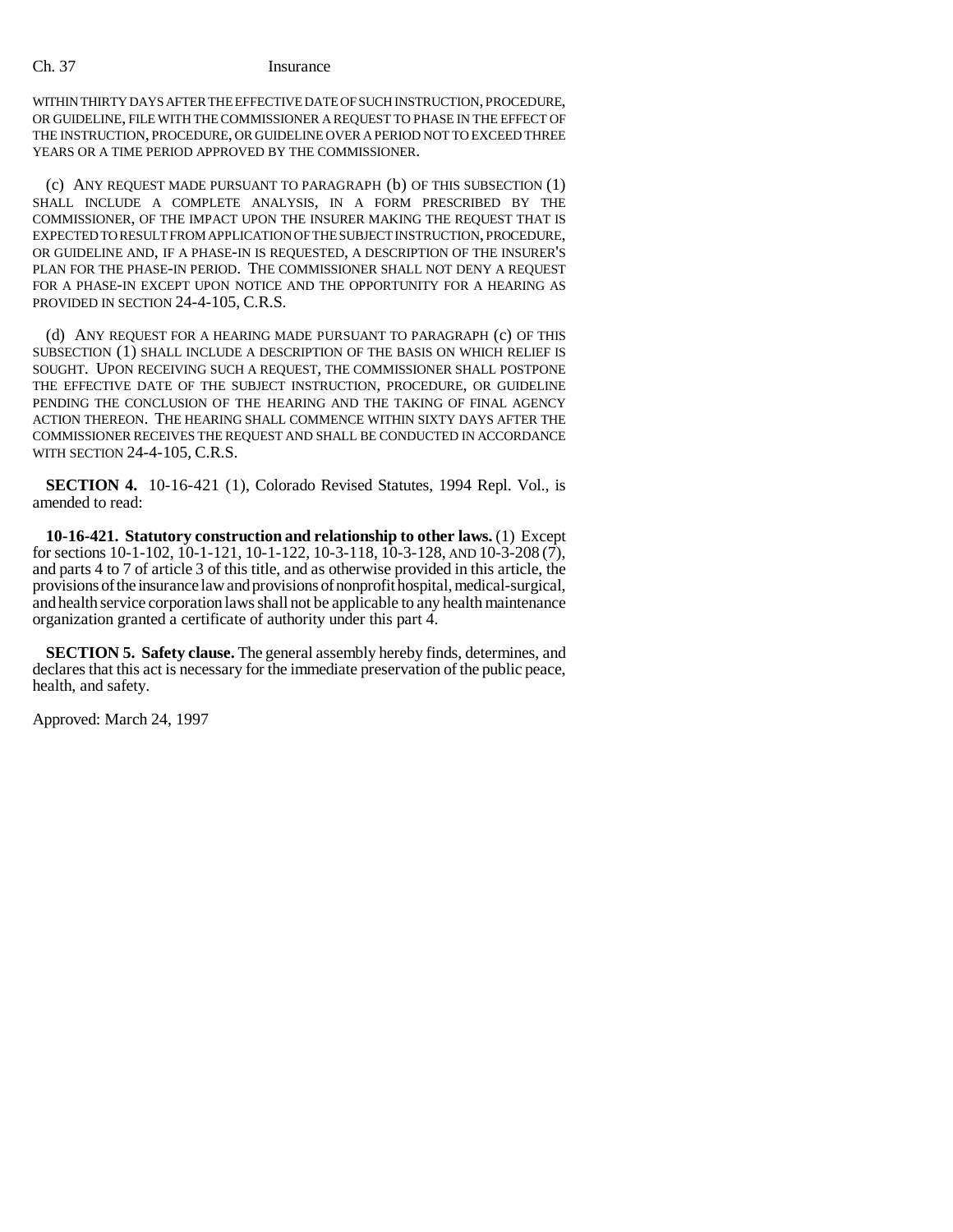WITHIN THIRTY DAYS AFTER THE EFFECTIVE DATE OF SUCH INSTRUCTION, PROCEDURE, OR GUIDELINE, FILE WITH THE COMMISSIONER A REQUEST TO PHASE IN THE EFFECT OF THE INSTRUCTION, PROCEDURE, OR GUIDELINE OVER A PERIOD NOT TO EXCEED THREE YEARS OR A TIME PERIOD APPROVED BY THE COMMISSIONER.

(c) ANY REQUEST MADE PURSUANT TO PARAGRAPH (b) OF THIS SUBSECTION (1) SHALL INCLUDE A COMPLETE ANALYSIS, IN A FORM PRESCRIBED BY THE COMMISSIONER, OF THE IMPACT UPON THE INSURER MAKING THE REQUEST THAT IS EXPECTED TO RESULT FROM APPLICATION OF THE SUBJECT INSTRUCTION, PROCEDURE, OR GUIDELINE AND, IF A PHASE-IN IS REQUESTED, A DESCRIPTION OF THE INSURER'S PLAN FOR THE PHASE-IN PERIOD. THE COMMISSIONER SHALL NOT DENY A REQUEST FOR A PHASE-IN EXCEPT UPON NOTICE AND THE OPPORTUNITY FOR A HEARING AS PROVIDED IN SECTION 24-4-105, C.R.S.

(d) ANY REQUEST FOR A HEARING MADE PURSUANT TO PARAGRAPH (c) OF THIS SUBSECTION (1) SHALL INCLUDE A DESCRIPTION OF THE BASIS ON WHICH RELIEF IS SOUGHT. UPON RECEIVING SUCH A REQUEST, THE COMMISSIONER SHALL POSTPONE THE EFFECTIVE DATE OF THE SUBJECT INSTRUCTION, PROCEDURE, OR GUIDELINE PENDING THE CONCLUSION OF THE HEARING AND THE TAKING OF FINAL AGENCY ACTION THEREON. THE HEARING SHALL COMMENCE WITHIN SIXTY DAYS AFTER THE COMMISSIONER RECEIVES THE REQUEST AND SHALL BE CONDUCTED IN ACCORDANCE WITH SECTION 24-4-105, C.R.S.

**SECTION 4.** 10-16-421 (1), Colorado Revised Statutes, 1994 Repl. Vol., is amended to read:

**10-16-421. Statutory construction and relationship to other laws.** (1) Except for sections 10-1-102, 10-1-121, 10-1-122, 10-3-118, 10-3-128, AND 10-3-208 (7), and parts 4 to 7 of article 3 of this title, and as otherwise provided in this article, the provisions of the insurance law and provisions of nonprofit hospital, medical-surgical, and health service corporation laws shall not be applicable to any health maintenance organization granted a certificate of authority under this part 4.

**SECTION 5. Safety clause.** The general assembly hereby finds, determines, and declares that this act is necessary for the immediate preservation of the public peace, health, and safety.

Approved: March 24, 1997